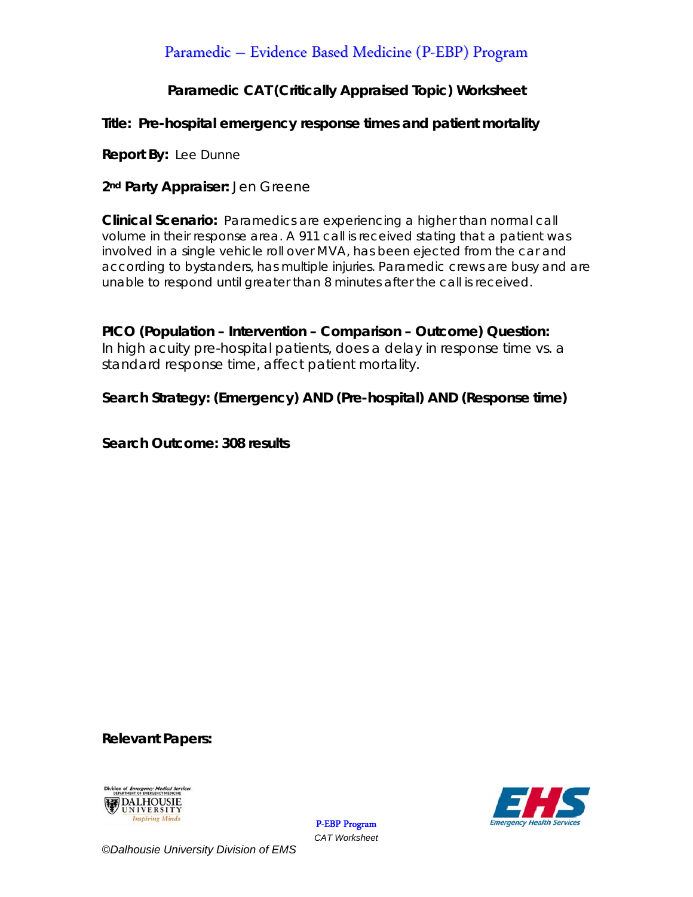# Paramedic – Evidence Based Medicine (P-EBP) Program

## Paramedic CAT (Critically Appraised Topic) Worksheet

**Title: Pre-hospital emergency response times and patient mortality**

**Report By:** Lee Dunne

**2nd Party Appraiser:** Jen Greene

**Clinical Scenario:** Paramedics are experiencing a higher than normal call volume in their response area. A 911 call is received stating that a patient was involved in a single vehicle roll over MVA, has been ejected from the car and according to bystanders, has multiple injuries. Paramedic crews are busy and are unable to respond until greater than 8 minutes after the call is received.

**PICO (Population – Intervention – Comparison – Outcome) Question:**
In high acuity pre-hospital patients, does a delay in response time vs. a standard response time, affect patient mortality.

**Search Strategy: (Emergency) AND (Pre-hospital) AND (Response time)**

**Search Outcome: 308 results**

**Relevant Papers:**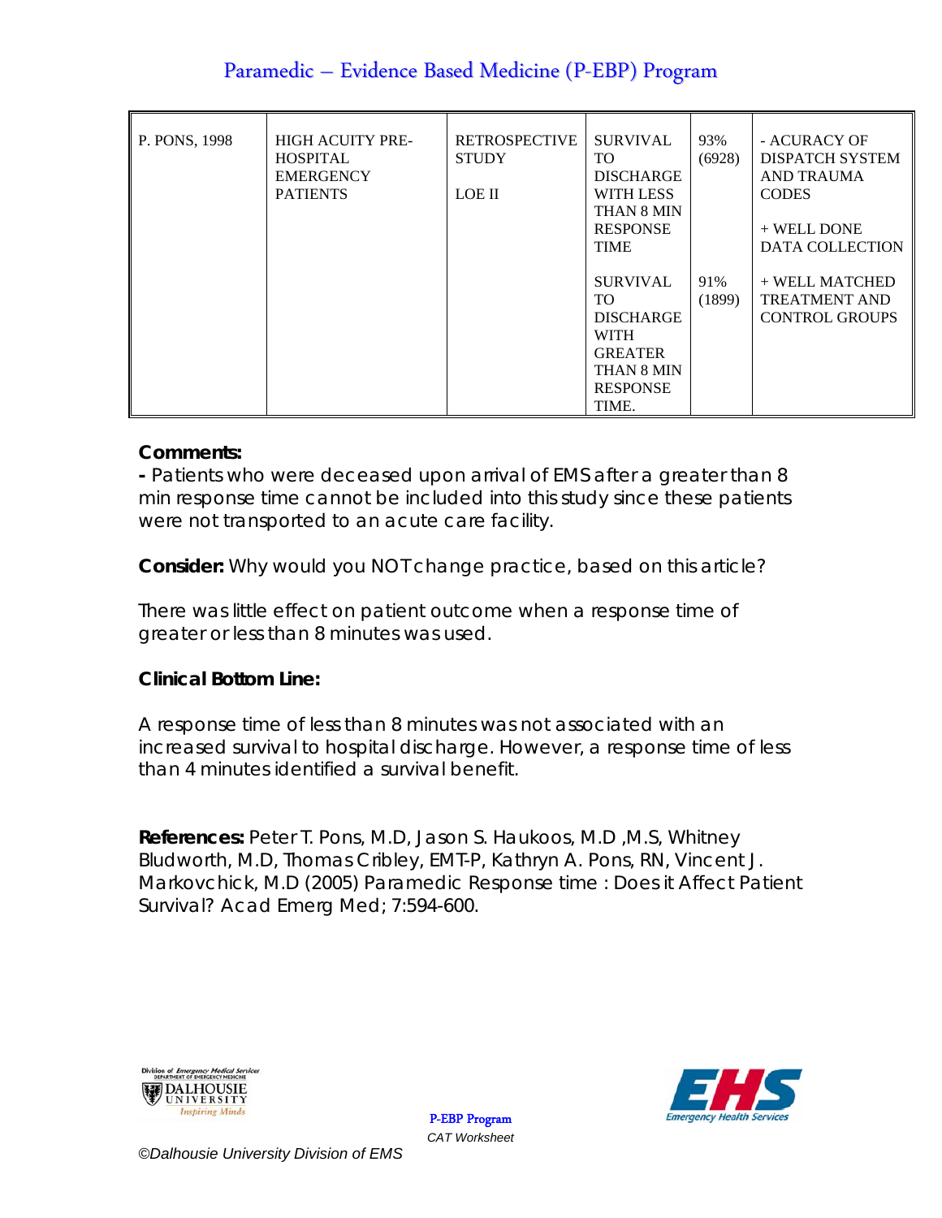| | | | | | |
|---|---|---|---|---|---|
| P. PONS, 1998 | HIGH ACUITY PRE-HOSPITAL EMERGENCY PATIENTS | RETROSPECTIVE STUDY<br><br>LOE II | SURVIVAL TO DISCHARGE WITH LESS THAN 8 MIN RESPONSE TIME<br><br>SURVIVAL TO DISCHARGE WITH GREATER THAN 8 MIN RESPONSE TIME. | 93% (6928)<br><br>91% (1899) | - ACURACY OF DISPATCH SYSTEM AND TRAUMA CODES<br><br>+ WELL DONE DATA COLLECTION<br><br>+ WELL MATCHED TREATMENT AND CONTROL GROUPS |

**Comments:**

**-** Patients who were deceased upon arrival of EMS after a greater than 8 min response time cannot be included into this study since these patients were not transported to an acute care facility.

**Consider:** Why would you NOT change practice, based on this article?

There was little effect on patient outcome when a response time of greater or less than 8 minutes was used.

**Clinical Bottom Line:**

A response time of less than 8 minutes was not associated with an increased survival to hospital discharge. However, a response time of less than 4 minutes identified a survival benefit.

**References:** Peter T. Pons, M.D, Jason S. Haukoos, M.D ,M.S, Whitney Bludworth, M.D, Thomas Cribley, EMT-P, Kathryn A. Pons, RN, Vincent J. Markovchick, M.D (2005) Paramedic Response time : Does it Affect Patient Survival? Acad Emerg Med; 7:594-600.